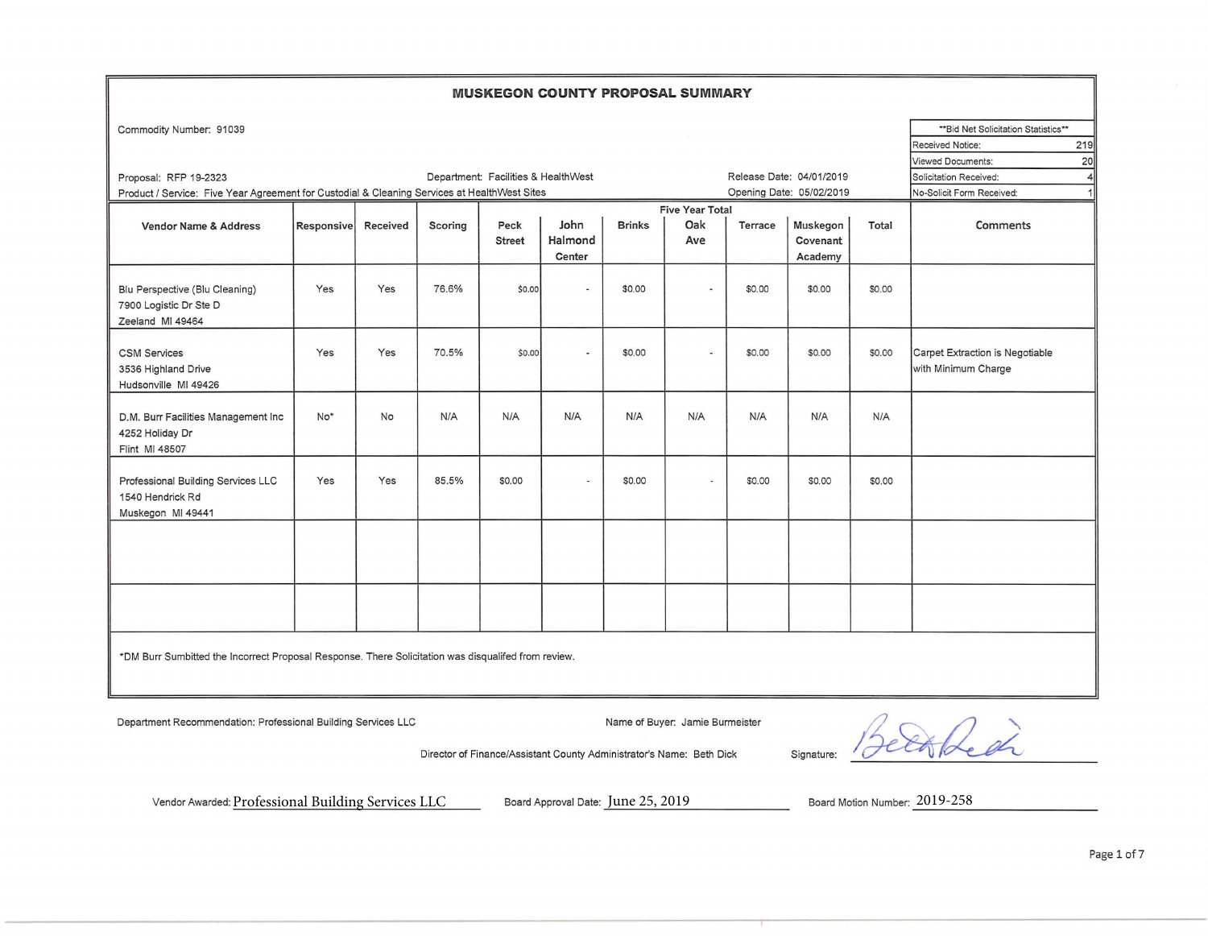# MUSKEGON COUNTY PROPOSAL SUMMARY

Commodity Number: 91039

| **Bid Net Solicitation Statistics** | |
|---|---|
| Received Notice: | 219 |
| Viewed Documents: | 20 |
| Solicitation Received: | 4 |
| No-Solicit Form Received: | 1 |

Proposal: RFP 19-2323

Department: Facilities & HealthWest

Release Date: 04/01/2019

Product / Service: Five Year Agreement for Custodial & Cleaning Services at HealthWest Sites

Opening Date: 05/02/2019

| Vendor Name & Address | Responsive | Received | Scoring | Five Year Total<br>Peck Street | John Halmond Center | Brinks | Oak Ave | Terrace | Muskegon Covenant Academy | Total | Comments |
|---|---|---|---|---|---|---|---|---|---|---|---|
| Blu Perspective (Blu Cleaning)<br>7900 Logistic Dr Ste D<br>Zeeland MI 49464 | Yes | Yes | 76.6% | $0.00 | - | $0.00 | - | $0.00 | $0.00 | $0.00 | |
| CSM Services<br>3536 Highland Drive<br>Hudsonville MI 49426 | Yes | Yes | 70.5% | $0.00 | - | $0.00 | - | $0.00 | $0.00 | $0.00 | Carpet Extraction is Negotiable with Minimum Charge |
| D.M. Burr Facilities Management Inc<br>4252 Holiday Dr<br>Flint MI 48507 | No* | No | N/A | N/A | N/A | N/A | N/A | N/A | N/A | N/A | |
| Professional Building Services LLC<br>1540 Hendrick Rd<br>Muskegon MI 49441 | Yes | Yes | 85.5% | $0.00 | - | $0.00 | - | $0.00 | $0.00 | $0.00 | |
| | | | | | | | | | | | |
| | | | | | | | | | | | |

*DM Burr Sumbitted the Incorrect Proposal Response. There Solicitation was disqualifed from review.

Department Recommendation: Professional Building Services LLC

Name of Buyer: Jamie Burmeister

Director of Finance/Assistant County Administrator's Name: Beth Dick

Signature: Beth Dick

Vendor Awarded: Professional Building Services LLC

Board Approval Date: June 25, 2019

Board Motion Number: 2019-258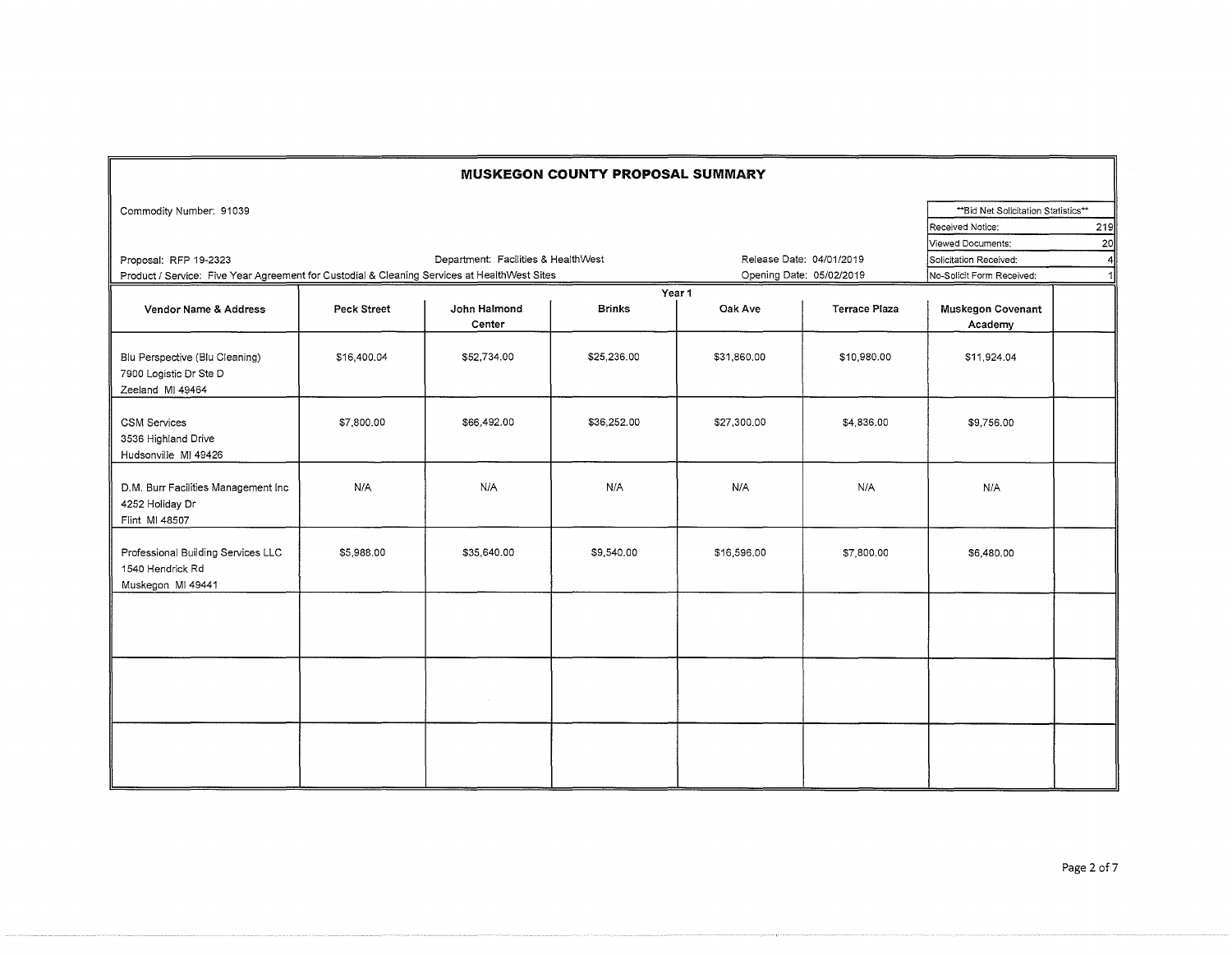# MUSKEGON COUNTY PROPOSAL SUMMARY

Commodity Number: 91039

| **Bid Net Solicitation Statistics** | |
|---|---|
| Received Notice: | 219 |
| Viewed Documents: | 20 |
| Solicitation Received: | 4 |
| No-Solicit Form Received: | 1 |

Proposal: RFP 19-2323 | Department: Facilities & HealthWest | Release Date: 04/01/2019

Product / Service: Five Year Agreement for Custodial & Cleaning Services at HealthWest Sites | Opening Date: 05/02/2019

| Vendor Name & Address | Year 1 | | | | | | |
|---|---|---|---|---|---|---|---|
| | Peck Street | John Halmond Center | Brinks | Oak Ave | Terrace Plaza | Muskegon Covenant Academy | |
| Blu Perspective (Blu Cleaning)<br>7900 Logistic Dr Ste D<br>Zeeland MI 49464 | $16,400.04 | $52,734.00 | $25,236.00 | $31,860.00 | $10,980.00 | $11,924.04 | |
| CSM Services<br>3536 Highland Drive<br>Hudsonville MI 49426 | $7,800.00 | $66,492.00 | $36,252.00 | $27,300.00 | $4,836.00 | $9,756.00 | |
| D.M. Burr Facilities Management Inc<br>4252 Holiday Dr<br>Flint MI 48507 | N/A | N/A | N/A | N/A | N/A | N/A | |
| Professional Building Services LLC<br>1540 Hendrick Rd<br>Muskegon MI 49441 | $5,988.00 | $35,640.00 | $9,540.00 | $16,596.00 | $7,800.00 | $6,480.00 | |
| | | | | | | | |
| | | | | | | | |
| | | | | | | | |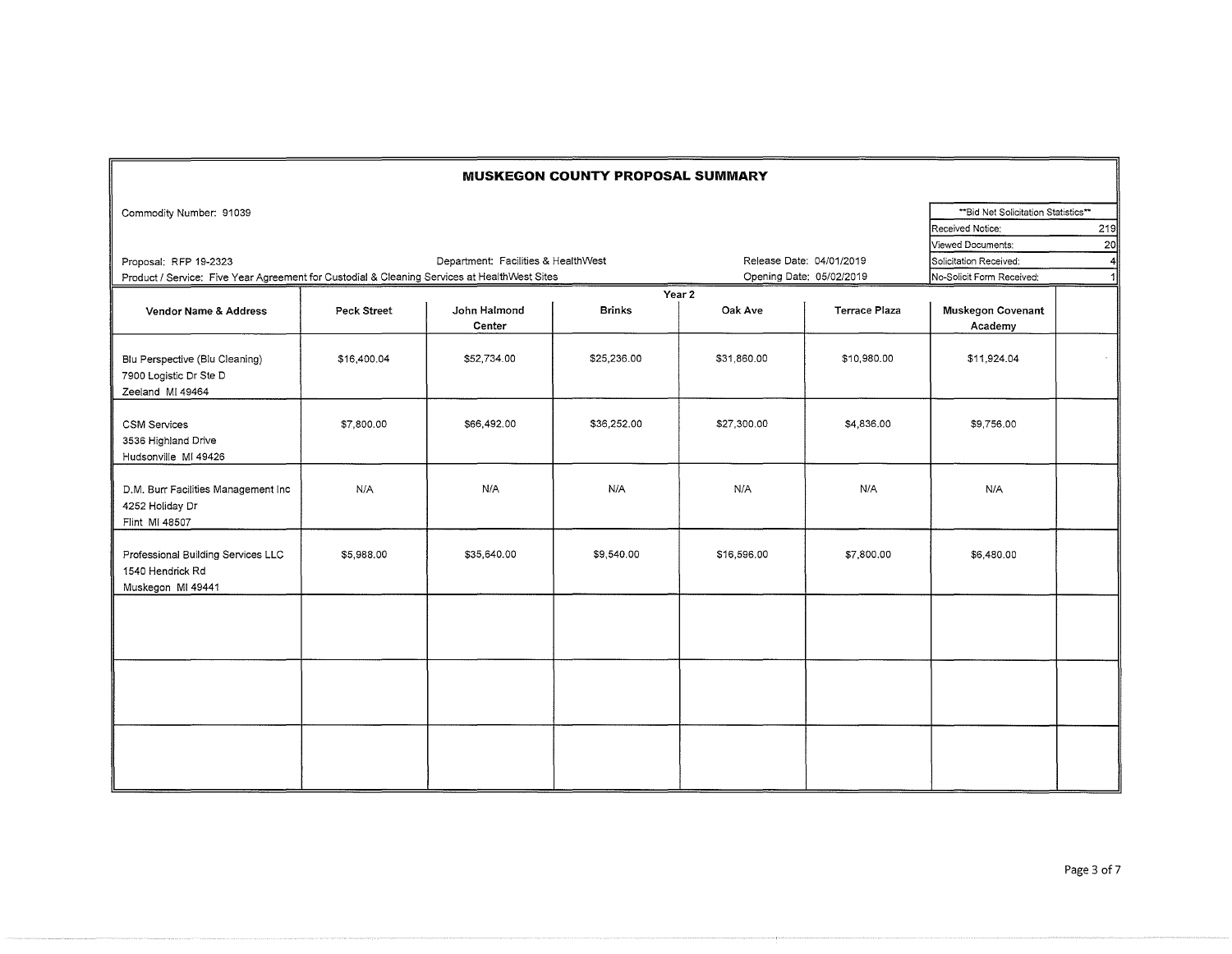# MUSKEGON COUNTY PROPOSAL SUMMARY

Commodity Number: 91039

| **Bid Net Solicitation Statistics** | |
|---|---|
| Received Notice: | 219 |
| Viewed Documents: | 20 |
| Solicitation Received: | 4 |
| No-Solicit Form Received: | 1 |

Proposal: RFP 19-2323 | Department: Facilities & HealthWest | Release Date: 04/01/2019

Product / Service: Five Year Agreement for Custodial & Cleaning Services at HealthWest Sites | Opening Date: 05/02/2019

| | Year 2 | | | | | | |
|---|---|---|---|---|---|---|---|
| **Vendor Name & Address** | **Peck Street** | **John Halmond Center** | **Brinks** | **Oak Ave** | **Terrace Plaza** | **Muskegon Covenant Academy** | |
| Blu Perspective (Blu Cleaning)<br>7900 Logistic Dr Ste D<br>Zeeland MI 49464 | $16,400.04 | $52,734.00 | $25,236.00 | $31,860.00 | $10,980.00 | $11,924.04 | |
| CSM Services<br>3536 Highland Drive<br>Hudsonville MI 49426 | $7,800.00 | $66,492.00 | $36,252.00 | $27,300.00 | $4,836.00 | $9,756.00 | |
| D.M. Burr Facilities Management Inc<br>4252 Holiday Dr<br>Flint MI 48507 | N/A | N/A | N/A | N/A | N/A | N/A | |
| Professional Building Services LLC<br>1540 Hendrick Rd<br>Muskegon MI 49441 | $5,988.00 | $35,640.00 | $9,540.00 | $16,596.00 | $7,800.00 | $6,480.00 | |
| | | | | | | | |
| | | | | | | | |
| | | | | | | | |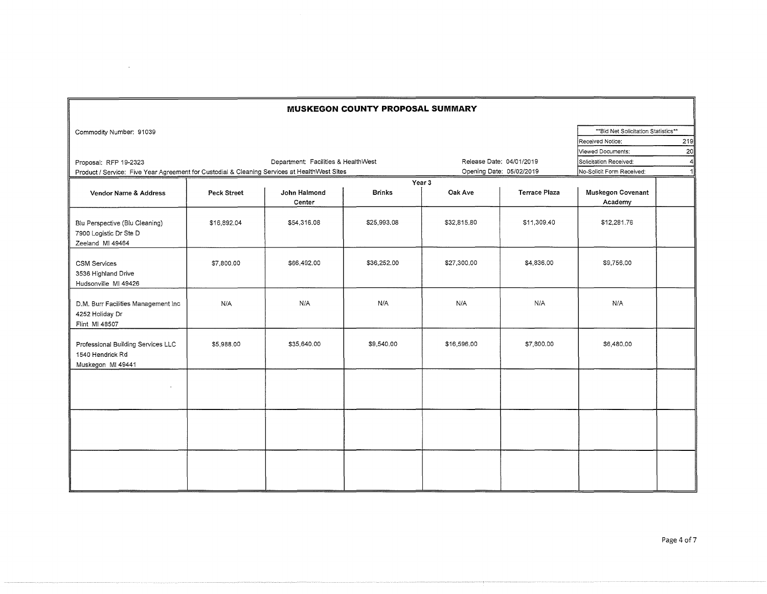# MUSKEGON COUNTY PROPOSAL SUMMARY

Commodity Number: 91039

Proposal: RFP 19-2323

Department: Facilities & HealthWest

Product / Service: Five Year Agreement for Custodial & Cleaning Services at HealthWest Sites

Release Date: 04/01/2019

Opening Date: 05/02/2019

| **Bid Net Solicitation Statistics** | |
|---|---|
| Received Notice: | 219 |
| Viewed Documents: | 20 |
| Solicitation Received: | 4 |
| No-Solicit Form Received: | 1 |

| Vendor Name & Address | Year 3 | | | | | | |
|---|---|---|---|---|---|---|---|
| | Peck Street | John Halmond Center | Brinks | Oak Ave | Terrace Plaza | Muskegon Covenant Academy | |
| Blu Perspective (Blu Cleaning) 7900 Logistic Dr Ste D Zeeland MI 49464 | $16,892.04 | $54,316.08 | $25,993.08 | $32,815.80 | $11,309.40 | $12,281.76 | |
| CSM Services 3536 Highland Drive Hudsonville MI 49426 | $7,800.00 | $66,492.00 | $36,252.00 | $27,300.00 | $4,836.00 | $9,756.00 | |
| D.M. Burr Facilities Management Inc 4252 Holiday Dr Flint MI 48507 | N/A | N/A | N/A | N/A | N/A | N/A | |
| Professional Building Services LLC 1540 Hendrick Rd Muskegon MI 49441 | $5,988.00 | $35,640.00 | $9,540.00 | $16,596.00 | $7,800.00 | $6,480.00 | |
| | | | | | | | |
| | | | | | | | |
| | | | | | | | |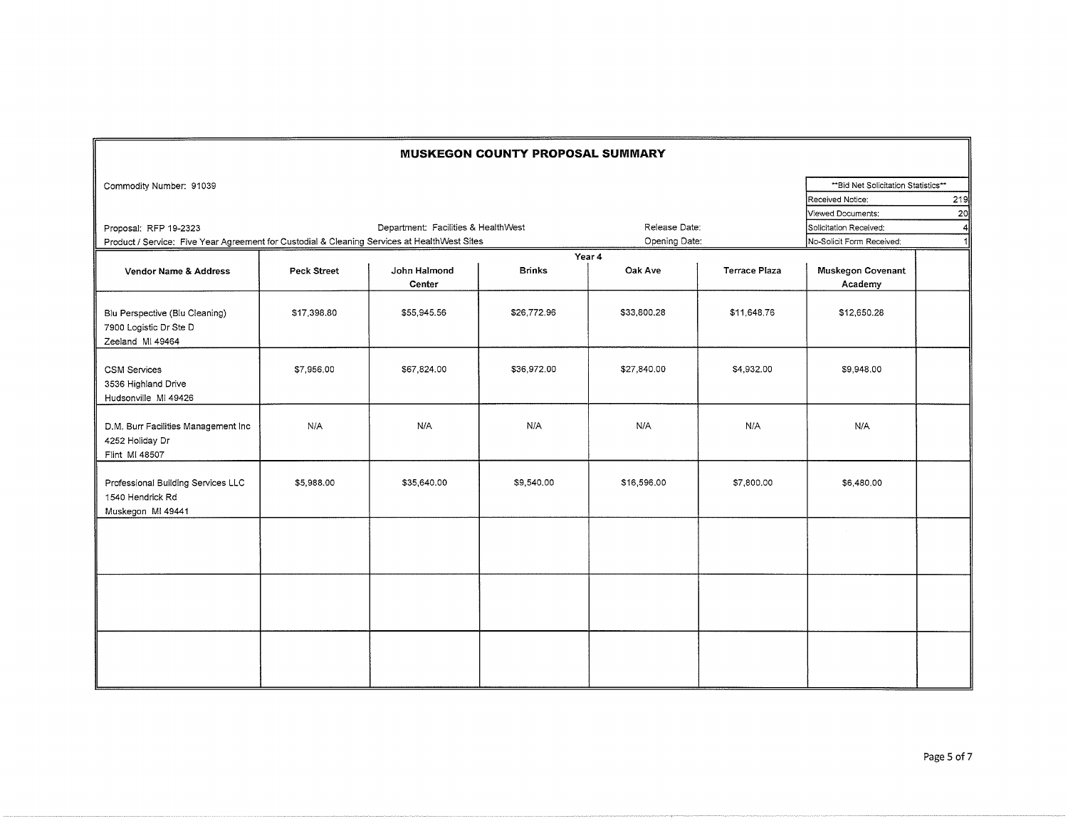# MUSKEGON COUNTY PROPOSAL SUMMARY

Commodity Number: 91039

| **Bid Net Solicitation Statistics** | |
|---|---|
| Received Notice: | 219 |
| Viewed Documents: | 20 |
| Solicitation Received: | 4 |
| No-Solicit Form Received: | 1 |

Proposal: RFP 19-2323

Department: Facilities & HealthWest

Release Date:

Opening Date:

Product / Service: Five Year Agreement for Custodial & Cleaning Services at HealthWest Sites

**Year 4**

| Vendor Name & Address | Peck Street | John Halmond Center | Brinks | Oak Ave | Terrace Plaza | Muskegon Covenant Academy | |
|---|---|---|---|---|---|---|---|
| Blu Perspective (Blu Cleaning)<br>7900 Logistic Dr Ste D<br>Zeeland MI 49464 | $17,398.80 | $55,945.56 | $26,772.96 | $33,800.28 | $11,648.76 | $12,650.28 | |
| CSM Services<br>3536 Highland Drive<br>Hudsonville MI 49426 | $7,956.00 | $67,824.00 | $36,972.00 | $27,840.00 | $4,932.00 | $9,948.00 | |
| D.M. Burr Facilities Management Inc<br>4252 Holiday Dr<br>Flint MI 48507 | N/A | N/A | N/A | N/A | N/A | N/A | |
| Professional Building Services LLC<br>1540 Hendrick Rd<br>Muskegon MI 49441 | $5,988.00 | $35,640.00 | $9,540.00 | $16,596.00 | $7,800.00 | $6,480.00 | |
| | | | | | | | |
| | | | | | | | |
| | | | | | | | |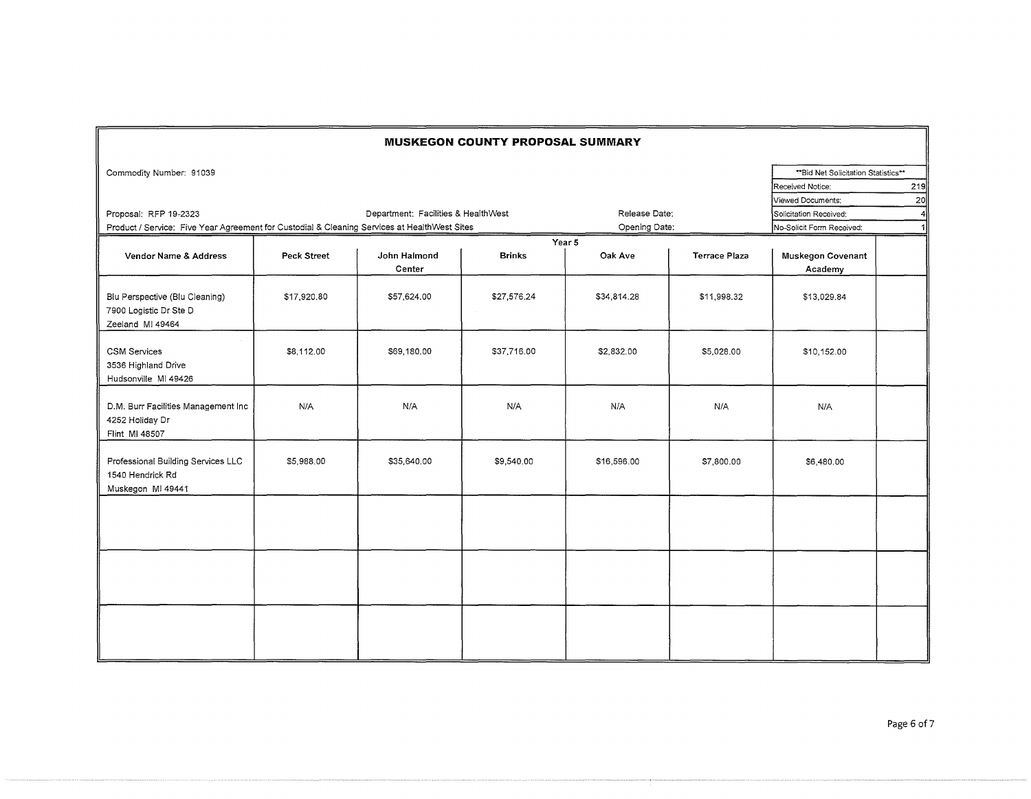# MUSKEGON COUNTY PROPOSAL SUMMARY

Commodity Number: 91039

| **Bid Net Solicitation Statistics** | |
|---|---|
| Received Notice: | 219 |
| Viewed Documents: | 20 |
| Solicitation Received: | 4 |
| No-Solicit Form Received: | 1 |

Proposal: RFP 19-2323 Department: Facilities & HealthWest Release Date:

Product / Service: Five Year Agreement for Custodial & Cleaning Services at HealthWest Sites Opening Date:

| | Year 5 | | | | | | |
|---|---|---|---|---|---|---|---|
| **Vendor Name & Address** | **Peck Street** | **John Halmond Center** | **Brinks** | **Oak Ave** | **Terrace Plaza** | **Muskegon Covenant Academy** | |
| Blu Perspective (Blu Cleaning)<br>7900 Logistic Dr Ste D<br>Zeeland MI 49464 | $17,920.80 | $57,624.00 | $27,576.24 | $34,814.28 | $11,998.32 | $13,029.84 | |
| CSM Services<br>3536 Highland Drive<br>Hudsonville MI 49426 | $8,112.00 | $69,180.00 | $37,716.00 | $2,832.00 | $5,028.00 | $10,152.00 | |
| D.M. Burr Facilities Management Inc<br>4252 Holiday Dr<br>Flint MI 48507 | N/A | N/A | N/A | N/A | N/A | N/A | |
| Professional Building Services LLC<br>1540 Hendrick Rd<br>Muskegon MI 49441 | $5,988.00 | $35,640.00 | $9,540.00 | $16,596.00 | $7,800.00 | $6,480.00 | |
| | | | | | | | |
| | | | | | | | |
| | | | | | | | |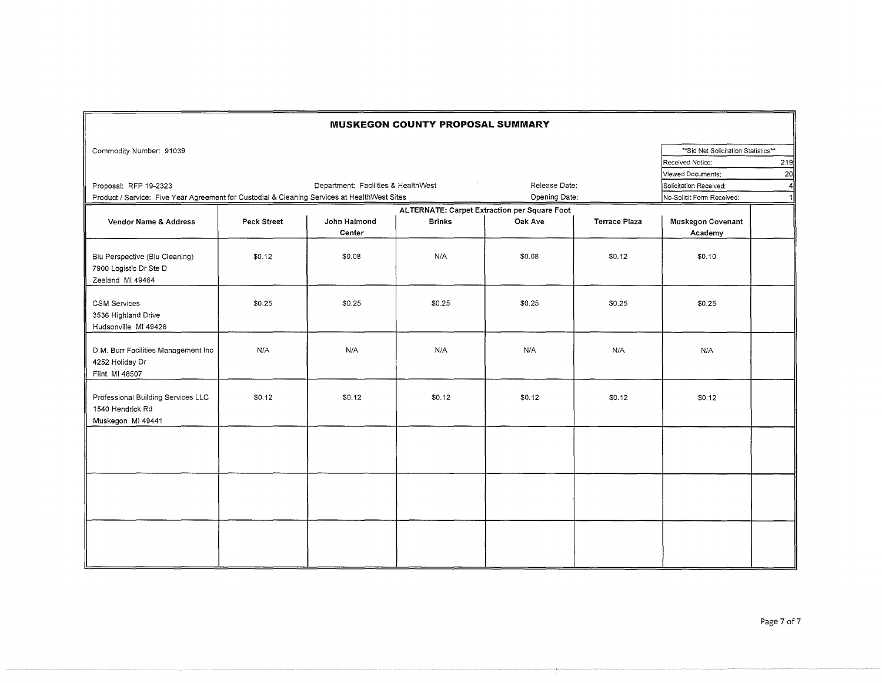## MUSKEGON COUNTY PROPOSAL SUMMARY

Commodity Number: 91039

Proposal: RFP 19-2323

Department: Facilities & HealthWest

Release Date:

Product / Service: Five Year Agreement for Custodial & Cleaning Services at HealthWest Sites

Opening Date:

| **Bid Net Solicitation Statistics** | |
|---|---|
| Received Notice: | 219 |
| Viewed Documents: | 20 |
| Solicitation Received: | 4 |
| No-Solicit Form Received: | 1 |

| | ALTERNATE: Carpet Extraction per Square Foot | | | | | | |
|---|---|---|---|---|---|---|---|
| **Vendor Name & Address** | **Peck Street** | **John Halmond Center** | **Brinks** | **Oak Ave** | **Terrace Plaza** | **Muskegon Covenant Academy** | |
| Blu Perspective (Blu Cleaning) 7900 Logistic Dr Ste D Zeeland MI 49464 | $0.12 | $0.08 | N/A | $0.08 | $0.12 | $0.10 | |
| CSM Services 3536 Highland Drive Hudsonville MI 49426 | $0.25 | $0.25 | $0.25 | $0.25 | $0.25 | $0.25 | |
| D.M. Burr Facilities Management Inc 4252 Holiday Dr Flint MI 48507 | N/A | N/A | N/A | N/A | N/A | N/A | |
| Professional Building Services LLC 1540 Hendrick Rd Muskegon MI 49441 | $0.12 | $0.12 | $0.12 | $0.12 | $0.12 | $0.12 | |
| | | | | | | | |
| | | | | | | | |
| | | | | | | | |